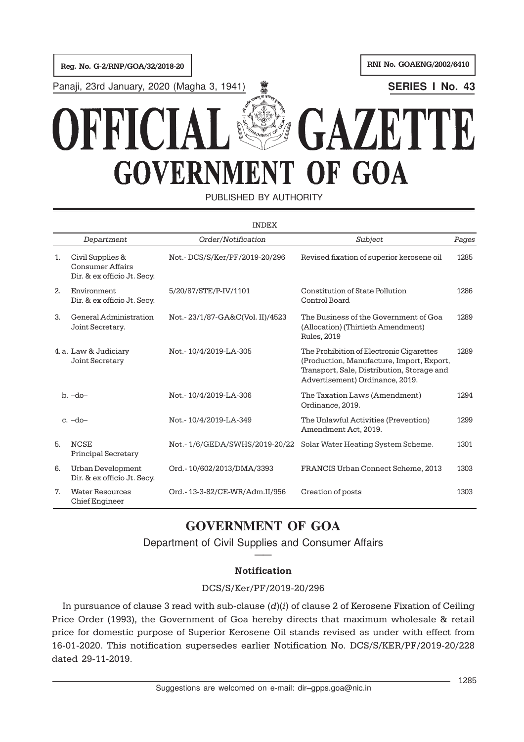Reg. No. G-2/RNP/GOA/32/2018-20

RNI No. GOAENG/2002/6410

Panaji, 23rd January, 2020 (Magha 3, 1941)

**SERIES I No. 43**

# OFFICIAL GAZETTE
# GOVERNMENT OF GOA

PUBLISHED BY AUTHORITY

INDEX

| | *Department* | *Order/Notification* | *Subject* | *Pages* |
|---|---|---|---|---|
| 1. | Civil Supplies & Consumer Affairs Dir. & ex officio Jt. Secy. | Not.- DCS/S/Ker/PF/2019-20/296 | Revised fixation of superior kerosene oil | 1285 |
| 2. | Environment Dir. & ex officio Jt. Secy. | 5/20/87/STE/P-IV/1101 | Constitution of State Pollution Control Board | 1286 |
| 3. | General Administration Joint Secretary. | Not.- 23/1/87-GA&C(Vol. II)/4523 | The Business of the Government of Goa (Allocation) (Thirtieth Amendment) Rules, 2019 | 1289 |
| 4. a. | Law & Judiciary Joint Secretary | Not.- 10/4/2019-LA-305 | The Prohibition of Electronic Cigarettes (Production, Manufacture, Import, Export, Transport, Sale, Distribution, Storage and Advertisement) Ordinance, 2019. | 1289 |
| b. | –do– | Not.- 10/4/2019-LA-306 | The Taxation Laws (Amendment) Ordinance, 2019. | 1294 |
| c. | –do– | Not.- 10/4/2019-LA-349 | The Unlawful Activities (Prevention) Amendment Act, 2019. | 1299 |
| 5. | NCSE Principal Secretary | Not.- 1/6/GEDA/SWHS/2019-20/22 | Solar Water Heating System Scheme. | 1301 |
| 6. | Urban Development Dir. & ex officio Jt. Secy. | Ord.- 10/602/2013/DMA/3393 | FRANCIS Urban Connect Scheme, 2013 | 1303 |
| 7. | Water Resources Chief Engineer | Ord.- 13-3-82/CE-WR/Adm.II/956 | Creation of posts | 1303 |

## GOVERNMENT OF GOA

Department of Civil Supplies and Consumer Affairs

---

**Notification**

DCS/S/Ker/PF/2019-20/296

In pursuance of clause 3 read with sub-clause (*d*)(*i*) of clause 2 of Kerosene Fixation of Ceiling Price Order (1993), the Government of Goa hereby directs that maximum wholesale & retail price for domestic purpose of Superior Kerosene Oil stands revised as under with effect from 16-01-2020. This notification supersedes earlier Notification No. DCS/S/KER/PF/2019-20/228 dated 29-11-2019.

Suggestions are welcomed on e-mail: dir–gpps.goa@nic.in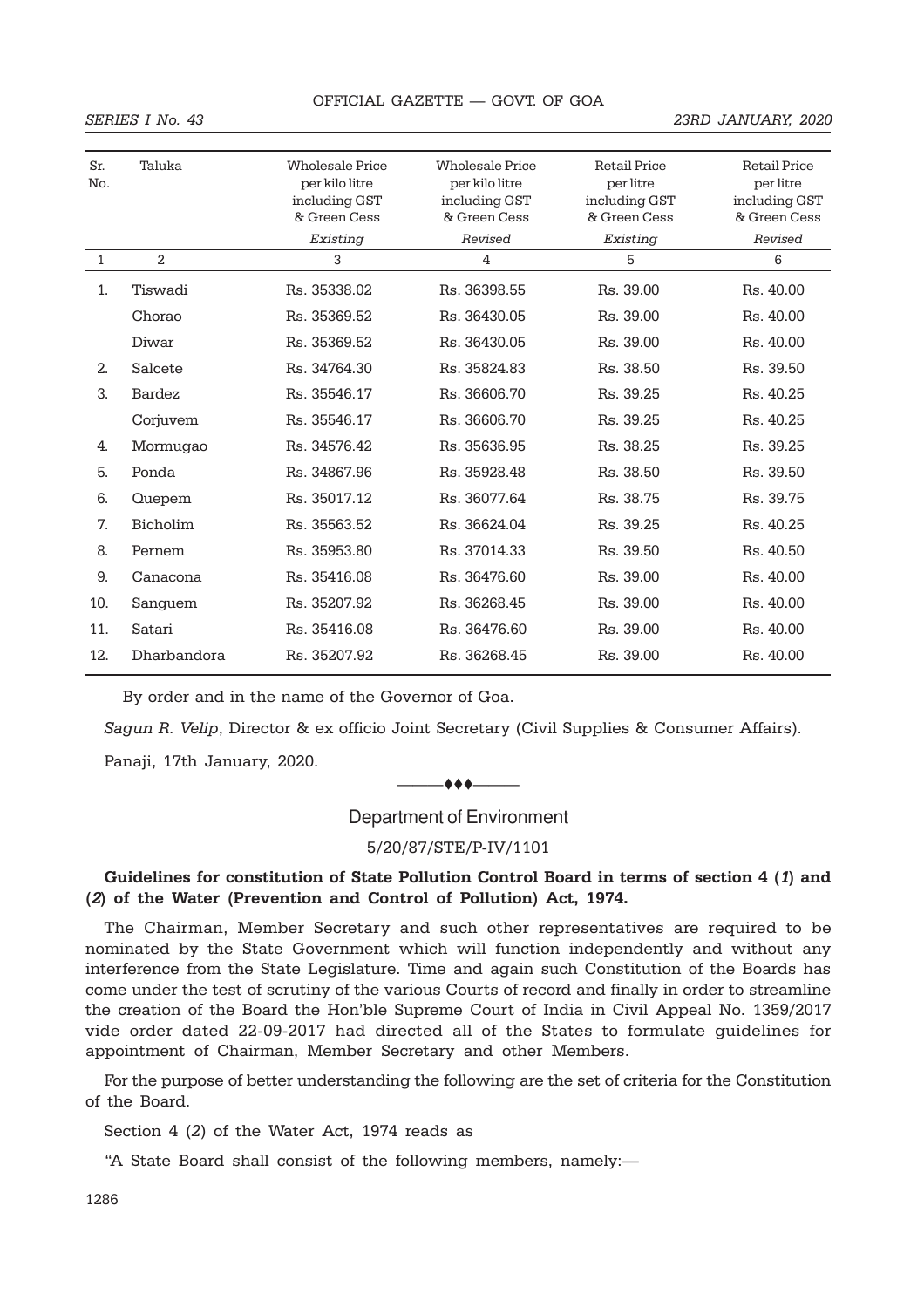| Sr. No. | Taluka | Wholesale Price per kilo litre including GST & Green Cess | Wholesale Price per kilo litre including GST & Green Cess | Retail Price per litre including GST & Green Cess | Retail Price per litre including GST & Green Cess |
|---|---|---|---|---|---|
| | | *Existing* | *Revised* | *Existing* | *Revised* |
| 1 | 2 | 3 | 4 | 5 | 6 |
| 1. | Tiswadi | Rs. 35338.02 | Rs. 36398.55 | Rs. 39.00 | Rs. 40.00 |
| | Chorao | Rs. 35369.52 | Rs. 36430.05 | Rs. 39.00 | Rs. 40.00 |
| | Diwar | Rs. 35369.52 | Rs. 36430.05 | Rs. 39.00 | Rs. 40.00 |
| 2. | Salcete | Rs. 34764.30 | Rs. 35824.83 | Rs. 38.50 | Rs. 39.50 |
| 3. | Bardez | Rs. 35546.17 | Rs. 36606.70 | Rs. 39.25 | Rs. 40.25 |
| | Corjuvem | Rs. 35546.17 | Rs. 36606.70 | Rs. 39.25 | Rs. 40.25 |
| 4. | Mormugao | Rs. 34576.42 | Rs. 35636.95 | Rs. 38.25 | Rs. 39.25 |
| 5. | Ponda | Rs. 34867.96 | Rs. 35928.48 | Rs. 38.50 | Rs. 39.50 |
| 6. | Quepem | Rs. 35017.12 | Rs. 36077.64 | Rs. 38.75 | Rs. 39.75 |
| 7. | Bicholim | Rs. 35563.52 | Rs. 36624.04 | Rs. 39.25 | Rs. 40.25 |
| 8. | Pernem | Rs. 35953.80 | Rs. 37014.33 | Rs. 39.50 | Rs. 40.50 |
| 9. | Canacona | Rs. 35416.08 | Rs. 36476.60 | Rs. 39.00 | Rs. 40.00 |
| 10. | Sanguem | Rs. 35207.92 | Rs. 36268.45 | Rs. 39.00 | Rs. 40.00 |
| 11. | Satari | Rs. 35416.08 | Rs. 36476.60 | Rs. 39.00 | Rs. 40.00 |
| 12. | Dharbandora | Rs. 35207.92 | Rs. 36268.45 | Rs. 39.00 | Rs. 40.00 |

By order and in the name of the Governor of Goa.

*Sagun R. Velip*, Director & ex officio Joint Secretary (Civil Supplies & Consumer Affairs).

Panaji, 17th January, 2020.

———♦♦♦———

## Department of Environment

5/20/87/STE/P-IV/1101

**Guidelines for constitution of State Pollution Control Board in terms of section 4 (*1*) and (*2*) of the Water (Prevention and Control of Pollution) Act, 1974.**

The Chairman, Member Secretary and such other representatives are required to be nominated by the State Government which will function independently and without any interference from the State Legislature. Time and again such Constitution of the Boards has come under the test of scrutiny of the various Courts of record and finally in order to streamline the creation of the Board the Hon'ble Supreme Court of India in Civil Appeal No. 1359/2017 vide order dated 22-09-2017 had directed all of the States to formulate guidelines for appointment of Chairman, Member Secretary and other Members.

For the purpose of better understanding the following are the set of criteria for the Constitution of the Board.

Section 4 (*2*) of the Water Act, 1974 reads as

"A State Board shall consist of the following members, namely:—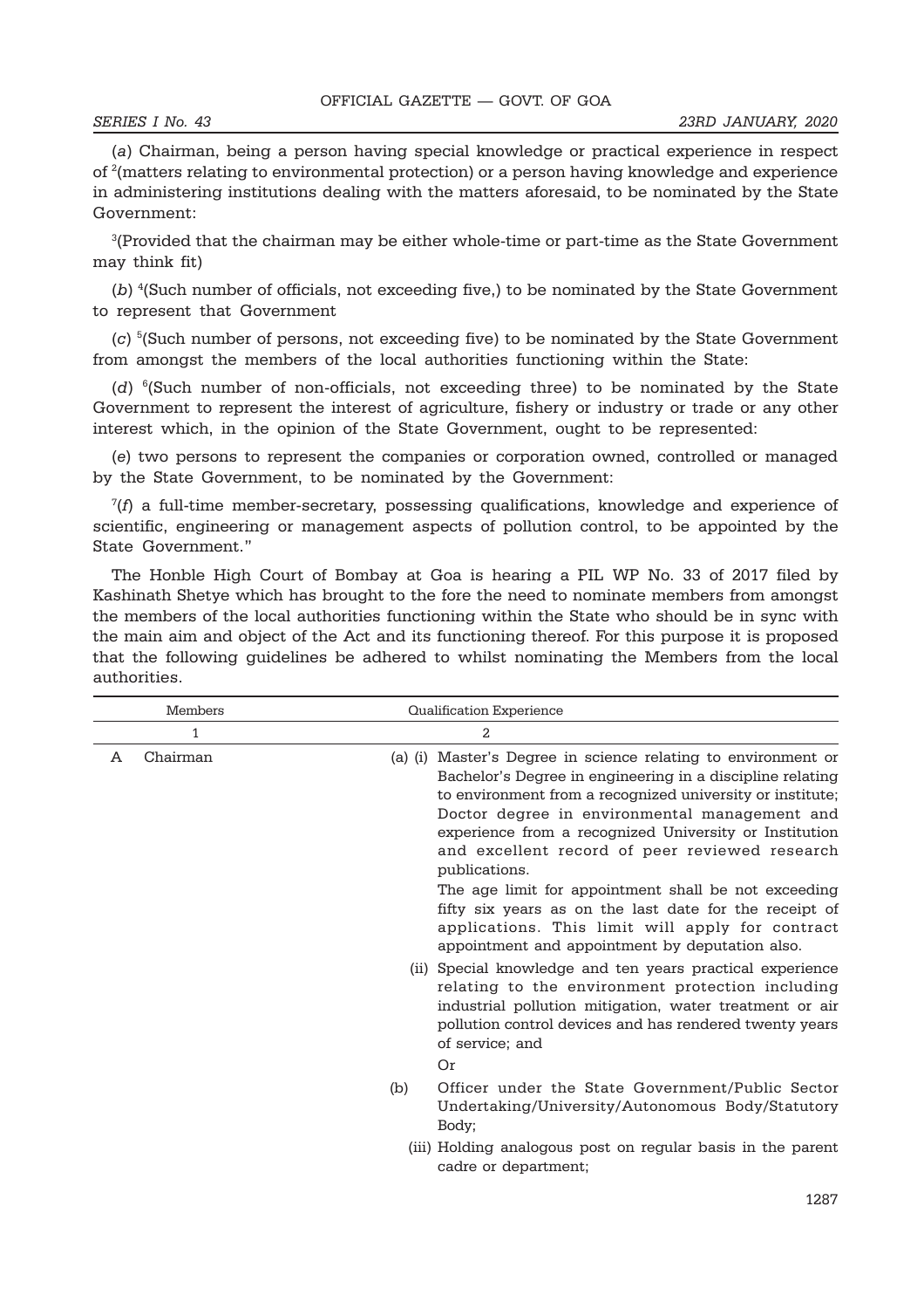(*a*) Chairman, being a person having special knowledge or practical experience in respect of [2](matters relating to environmental protection) or a person having knowledge and experience in administering institutions dealing with the matters aforesaid, to be nominated by the State Government:

[3](Provided that the chairman may be either whole-time or part-time as the State Government may think fit)

(*b*) [4](Such number of officials, not exceeding five,) to be nominated by the State Government to represent that Government

(*c*) [5](Such number of persons, not exceeding five) to be nominated by the State Government from amongst the members of the local authorities functioning within the State:

(*d*) [6](Such number of non-officials, not exceeding three) to be nominated by the State Government to represent the interest of agriculture, fishery or industry or trade or any other interest which, in the opinion of the State Government, ought to be represented:

(*e*) two persons to represent the companies or corporation owned, controlled or managed by the State Government, to be nominated by the Government:

[7](*f*) a full-time member-secretary, possessing qualifications, knowledge and experience of scientific, engineering or management aspects of pollution control, to be appointed by the State Government."

The Honble High Court of Bombay at Goa is hearing a PIL WP No. 33 of 2017 filed by Kashinath Shetye which has brought to the fore the need to nominate members from amongst the members of the local authorities functioning within the State who should be in sync with the main aim and object of the Act and its functioning thereof. For this purpose it is proposed that the following guidelines be adhered to whilst nominating the Members from the local authorities.

| | Members | Qualification Experience |
|---|---|---|
| | 1 | 2 |
| A | Chairman | (a) (i) Master's Degree in science relating to environment or Bachelor's Degree in engineering in a discipline relating to environment from a recognized university or institute; Doctor degree in environmental management and experience from a recognized University or Institution and excellent record of peer reviewed research publications.<br>The age limit for appointment shall be not exceeding fifty six years as on the last date for the receipt of applications. This limit will apply for contract appointment and appointment by deputation also. |
| | | (ii) Special knowledge and ten years practical experience relating to the environment protection including industrial pollution mitigation, water treatment or air pollution control devices and has rendered twenty years of service; and<br>Or |
| | | (b) Officer under the State Government/Public Sector Undertaking/University/Autonomous Body/Statutory Body; |
| | | (iii) Holding analogous post on regular basis in the parent cadre or department; |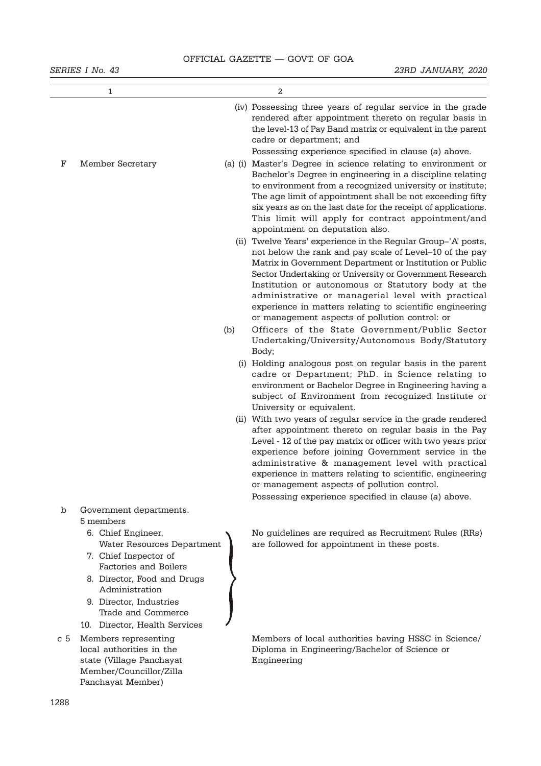| 1 | | 2 |
|---|---|---|
| | | (iv) Possessing three years of regular service in the grade rendered after appointment thereto on regular basis in the level-13 of Pay Band matrix or equivalent in the parent cadre or department; and<br>Possessing experience specified in clause (*a*) above. |
| F | Member Secretary | (a) (i) Master's Degree in science relating to environment or Bachelor's Degree in engineering in a discipline relating to environment from a recognized university or institute; The age limit of appointment shall be not exceeding fifty six years as on the last date for the receipt of applications. This limit will apply for contract appointment/and appointment on deputation also.<br>(ii) Twelve Years' experience in the Regular Group–'A' posts, not below the rank and pay scale of Level–10 of the pay Matrix in Government Department or Institution or Public Sector Undertaking or University or Government Research Institution or autonomous or Statutory body at the administrative or managerial level with practical experience in matters relating to scientific engineering or management aspects of pollution control: or<br>(b) Officers of the State Government/Public Sector Undertaking/University/Autonomous Body/Statutory Body;<br>(i) Holding analogous post on regular basis in the parent cadre or Department; PhD. in Science relating to environment or Bachelor Degree in Engineering having a subject of Environment from recognized Institute or University or equivalent.<br>(ii) With two years of regular service in the grade rendered after appointment thereto on regular basis in the Pay Level - 12 of the pay matrix or officer with two years prior experience before joining Government service in the administrative & management level with practical experience in matters relating to scientific, engineering or management aspects of pollution control.<br>Possessing experience specified in clause (*a*) above. |
| b | Government departments.<br>5 members<br>6. Chief Engineer, Water Resources Department<br>7. Chief Inspector of Factories and Boilers<br>8. Director, Food and Drugs Administration<br>9. Director, Industries Trade and Commerce<br>10. Director, Health Services | No guidelines are required as Recruitment Rules (RRs) are followed for appointment in these posts. |
| c 5 | Members representing local authorities in the state (Village Panchayat Member/Councillor/Zilla Panchayat Member) | Members of local authorities having HSSC in Science/ Diploma in Engineering/Bachelor of Science or Engineering |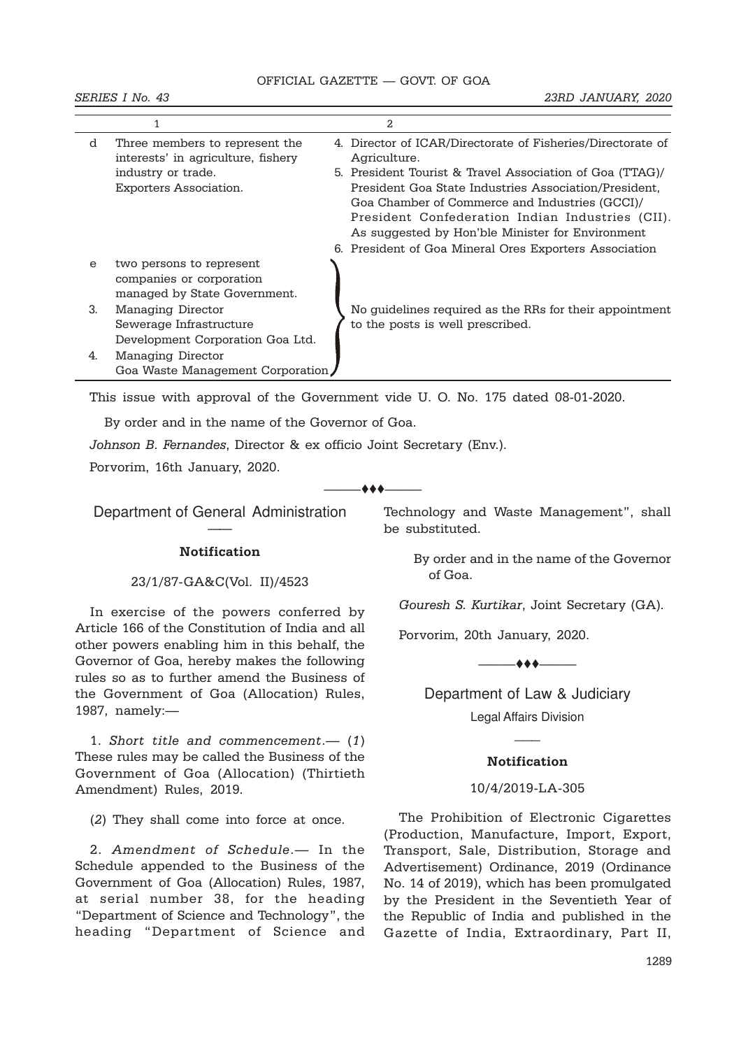| 1 | 2 |
|---|---|
| d Three members to represent the interests' in agriculture, fishery industry or trade. Exporters Association. | 4. Director of ICAR/Directorate of Fisheries/Directorate of Agriculture. 5. President Tourist & Travel Association of Goa (TTAG)/ President Goa State Industries Association/President, Goa Chamber of Commerce and Industries (GCCI)/ President Confederation Indian Industries (CII). As suggested by Hon'ble Minister for Environment 6. President of Goa Mineral Ores Exporters Association |
| e two persons to represent companies or corporation managed by State Government. 3. Managing Director Sewerage Infrastructure Development Corporation Goa Ltd. 4. Managing Director Goa Waste Management Corporation | No guidelines required as the RRs for their appointment to the posts is well prescribed. |

This issue with approval of the Government vide U. O. No. 175 dated 08-01-2020.

By order and in the name of the Governor of Goa.

*Johnson B. Fernandes*, Director & ex officio Joint Secretary (Env.).

Porvorim, 16th January, 2020.

---

## Department of General Administration

### Notification

23/1/87-GA&C(Vol. II)/4523

In exercise of the powers conferred by Article 166 of the Constitution of India and all other powers enabling him in this behalf, the Governor of Goa, hereby makes the following rules so as to further amend the Business of the Government of Goa (Allocation) Rules, 1987, namely:—

1. *Short title and commencement*.— (*1*) These rules may be called the Business of the Government of Goa (Allocation) (Thirtieth Amendment) Rules, 2019.

(*2*) They shall come into force at once.

2. *Amendment of Schedule*.— In the Schedule appended to the Business of the Government of Goa (Allocation) Rules, 1987, at serial number 38, for the heading "Department of Science and Technology", the heading "Department of Science and Technology and Waste Management", shall be substituted.

By order and in the name of the Governor of Goa.

*Douresh S. Kurtikar*, Joint Secretary (GA).

Porvorim, 20th January, 2020.

---

## Department of Law & Judiciary

Legal Affairs Division

### Notification

10/4/2019-LA-305

The Prohibition of Electronic Cigarettes (Production, Manufacture, Import, Export, Transport, Sale, Distribution, Storage and Advertisement) Ordinance, 2019 (Ordinance No. 14 of 2019), which has been promulgated by the President in the Seventieth Year of the Republic of India and published in the Gazette of India, Extraordinary, Part II,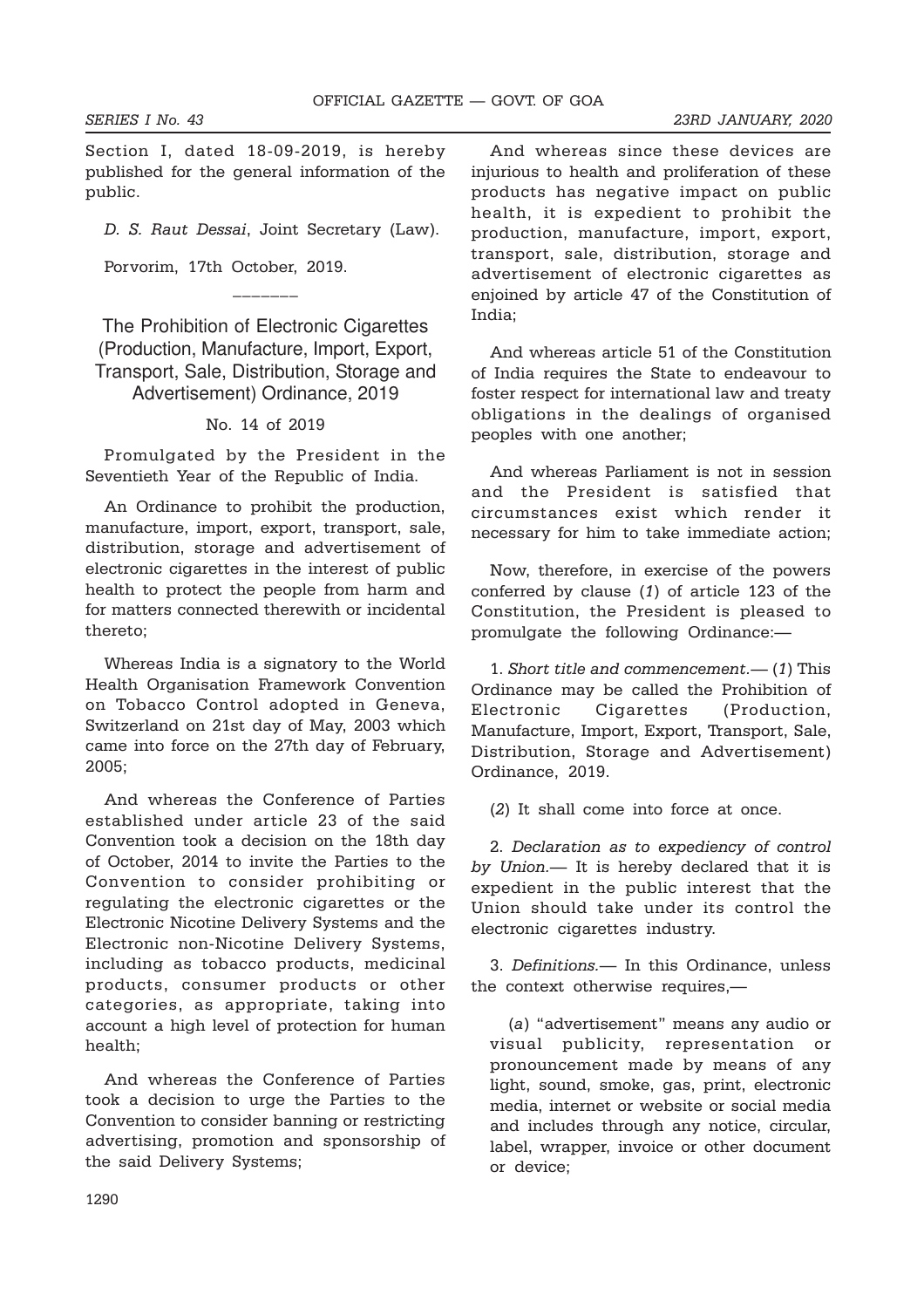Section I, dated 18-09-2019, is hereby published for the general information of the public.

*D. S. Raut Dessai*, Joint Secretary (Law).

Porvorim, 17th October, 2019.

———

## The Prohibition of Electronic Cigarettes (Production, Manufacture, Import, Export, Transport, Sale, Distribution, Storage and Advertisement) Ordinance, 2019

No. 14 of 2019

Promulgated by the President in the Seventieth Year of the Republic of India.

An Ordinance to prohibit the production, manufacture, import, export, transport, sale, distribution, storage and advertisement of electronic cigarettes in the interest of public health to protect the people from harm and for matters connected therewith or incidental thereto;

Whereas India is a signatory to the World Health Organisation Framework Convention on Tobacco Control adopted in Geneva, Switzerland on 21st day of May, 2003 which came into force on the 27th day of February, 2005;

And whereas the Conference of Parties established under article 23 of the said Convention took a decision on the 18th day of October, 2014 to invite the Parties to the Convention to consider prohibiting or regulating the electronic cigarettes or the Electronic Nicotine Delivery Systems and the Electronic non-Nicotine Delivery Systems, including as tobacco products, medicinal products, consumer products or other categories, as appropriate, taking into account a high level of protection for human health;

And whereas the Conference of Parties took a decision to urge the Parties to the Convention to consider banning or restricting advertising, promotion and sponsorship of the said Delivery Systems;

And whereas since these devices are injurious to health and proliferation of these products has negative impact on public health, it is expedient to prohibit the production, manufacture, import, export, transport, sale, distribution, storage and advertisement of electronic cigarettes as enjoined by article 47 of the Constitution of India;

And whereas article 51 of the Constitution of India requires the State to endeavour to foster respect for international law and treaty obligations in the dealings of organised peoples with one another;

And whereas Parliament is not in session and the President is satisfied that circumstances exist which render it necessary for him to take immediate action;

Now, therefore, in exercise of the powers conferred by clause (*1*) of article 123 of the Constitution, the President is pleased to promulgate the following Ordinance:—

1. *Short title and commencement.*— (*1*) This Ordinance may be called the Prohibition of Electronic Cigarettes (Production, Manufacture, Import, Export, Transport, Sale, Distribution, Storage and Advertisement) Ordinance, 2019.

(*2*) It shall come into force at once.

2. *Declaration as to expediency of control by Union.*— It is hereby declared that it is expedient in the public interest that the Union should take under its control the electronic cigarettes industry.

3. *Definitions.*— In this Ordinance, unless the context otherwise requires,—

(*a*) "advertisement" means any audio or visual publicity, representation or pronouncement made by means of any light, sound, smoke, gas, print, electronic media, internet or website or social media and includes through any notice, circular, label, wrapper, invoice or other document or device;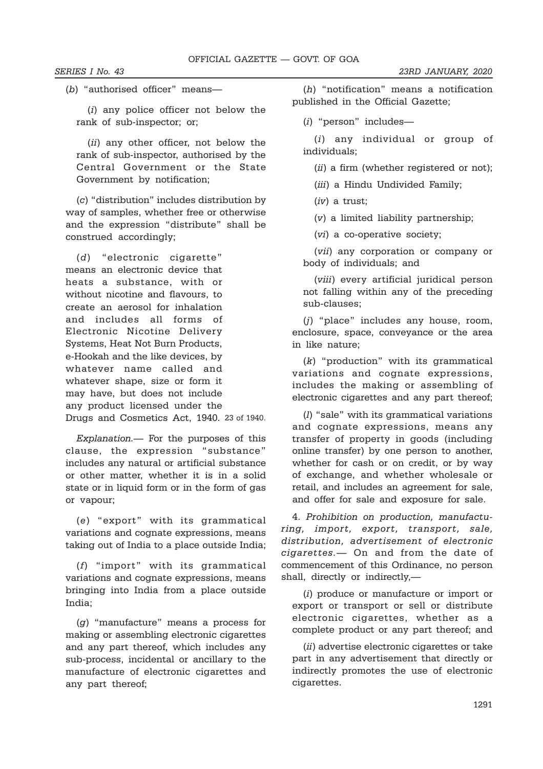(*b*) "authorised officer" means—

(*i*) any police officer not below the rank of sub-inspector; or;

(*ii*) any other officer, not below the rank of sub-inspector, authorised by the Central Government or the State Government by notification;

(*c*) "distribution" includes distribution by way of samples, whether free or otherwise and the expression "distribute" shall be construed accordingly;

(*d*) "electronic cigarette" means an electronic device that heats a substance, with or without nicotine and flavours, to create an aerosol for inhalation and includes all forms of Electronic Nicotine Delivery Systems, Heat Not Burn Products, e-Hookah and the like devices, by whatever name called and whatever shape, size or form it may have, but does not include any product licensed under the Drugs and Cosmetics Act, 1940. 23 of 1940.

*Explanation.*— For the purposes of this clause, the expression "substance" includes any natural or artificial substance or other matter, whether it is in a solid state or in liquid form or in the form of gas or vapour;

(*e*) "export" with its grammatical variations and cognate expressions, means taking out of India to a place outside India;

(*f*) "import" with its grammatical variations and cognate expressions, means bringing into India from a place outside India;

(*g*) "manufacture" means a process for making or assembling electronic cigarettes and any part thereof, which includes any sub-process, incidental or ancillary to the manufacture of electronic cigarettes and any part thereof;

(*h*) "notification" means a notification published in the Official Gazette;

(*i*) "person" includes—

(*i*) any individual or group of individuals;

(*ii*) a firm (whether registered or not);

(*iii*) a Hindu Undivided Family;

(*iv*) a trust;

(*v*) a limited liability partnership;

(*vi*) a co-operative society;

(*vii*) any corporation or company or body of individuals; and

(*viii*) every artificial juridical person not falling within any of the preceding sub-clauses;

(*j*) "place" includes any house, room, enclosure, space, conveyance or the area in like nature;

(*k*) "production" with its grammatical variations and cognate expressions, includes the making or assembling of electronic cigarettes and any part thereof;

(*l*) "sale" with its grammatical variations and cognate expressions, means any transfer of property in goods (including online transfer) by one person to another, whether for cash or on credit, or by way of exchange, and whether wholesale or retail, and includes an agreement for sale, and offer for sale and exposure for sale.

4. *Prohibition on production, manufacturing, import, export, transport, sale, distribution, advertisement of electronic cigarettes.*— On and from the date of commencement of this Ordinance, no person shall, directly or indirectly,—

(*i*) produce or manufacture or import or export or transport or sell or distribute electronic cigarettes, whether as a complete product or any part thereof; and

(*ii*) advertise electronic cigarettes or take part in any advertisement that directly or indirectly promotes the use of electronic cigarettes.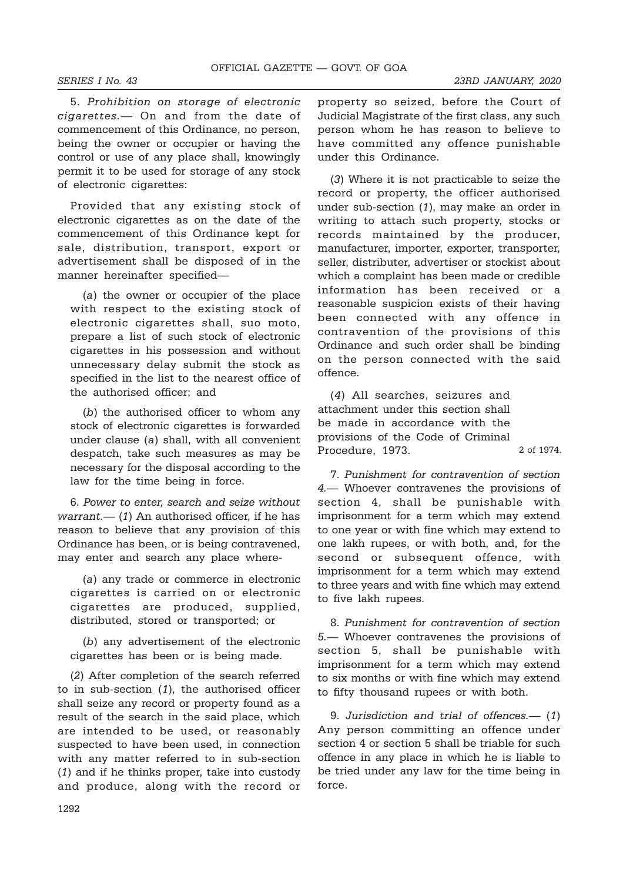5. *Prohibition on storage of electronic cigarettes.*— On and from the date of commencement of this Ordinance, no person, being the owner or occupier or having the control or use of any place shall, knowingly permit it to be used for storage of any stock of electronic cigarettes:

Provided that any existing stock of electronic cigarettes as on the date of the commencement of this Ordinance kept for sale, distribution, transport, export or advertisement shall be disposed of in the manner hereinafter specified—

(*a*) the owner or occupier of the place with respect to the existing stock of electronic cigarettes shall, suo moto, prepare a list of such stock of electronic cigarettes in his possession and without unnecessary delay submit the stock as specified in the list to the nearest office of the authorised officer; and

(*b*) the authorised officer to whom any stock of electronic cigarettes is forwarded under clause (*a*) shall, with all convenient despatch, take such measures as may be necessary for the disposal according to the law for the time being in force.

6. *Power to enter, search and seize without warrant.*— (*1*) An authorised officer, if he has reason to believe that any provision of this Ordinance has been, or is being contravened, may enter and search any place where-

(*a*) any trade or commerce in electronic cigarettes is carried on or electronic cigarettes are produced, supplied, distributed, stored or transported; or

(*b*) any advertisement of the electronic cigarettes has been or is being made.

(*2*) After completion of the search referred to in sub-section (*1*), the authorised officer shall seize any record or property found as a result of the search in the said place, which are intended to be used, or reasonably suspected to have been used, in connection with any matter referred to in sub-section (*1*) and if he thinks proper, take into custody and produce, along with the record or property so seized, before the Court of Judicial Magistrate of the first class, any such person whom he has reason to believe to have committed any offence punishable under this Ordinance.

(*3*) Where it is not practicable to seize the record or property, the officer authorised under sub-section (*1*), may make an order in writing to attach such property, stocks or records maintained by the producer, manufacturer, importer, exporter, transporter, seller, distributer, advertiser or stockist about which a complaint has been made or credible information has been received or a reasonable suspicion exists of their having been connected with any offence in contravention of the provisions of this Ordinance and such order shall be binding on the person connected with the said offence.

(*4*) All searches, seizures and attachment under this section shall be made in accordance with the provisions of the Code of Criminal Procedure, 1973. 2 of 1974.

7. *Punishment for contravention of section 4.*— Whoever contravenes the provisions of section 4, shall be punishable with imprisonment for a term which may extend to one year or with fine which may extend to one lakh rupees, or with both, and, for the second or subsequent offence, with imprisonment for a term which may extend to three years and with fine which may extend to five lakh rupees.

8. *Punishment for contravention of section 5.*— Whoever contravenes the provisions of section 5, shall be punishable with imprisonment for a term which may extend to six months or with fine which may extend to fifty thousand rupees or with both.

9. *Jurisdiction and trial of offences.*— (*1*) Any person committing an offence under section 4 or section 5 shall be triable for such offence in any place in which he is liable to be tried under any law for the time being in force.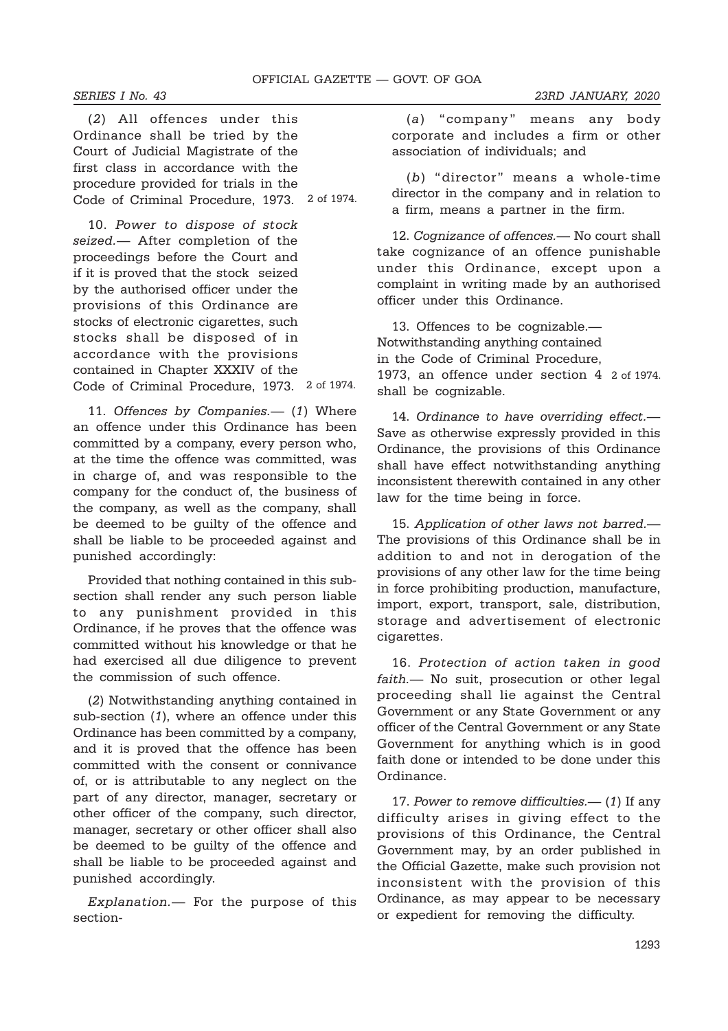(*2*) All offences under this Ordinance shall be tried by the Court of Judicial Magistrate of the first class in accordance with the procedure provided for trials in the Code of Criminal Procedure, 1973. 2 of 1974.

10. *Power to dispose of stock seized.*— After completion of the proceedings before the Court and if it is proved that the stock seized by the authorised officer under the provisions of this Ordinance are stocks of electronic cigarettes, such stocks shall be disposed of in accordance with the provisions contained in Chapter XXXIV of the Code of Criminal Procedure, 1973. 2 of 1974.

11. *Offences by Companies.*— (*1*) Where an offence under this Ordinance has been committed by a company, every person who, at the time the offence was committed, was in charge of, and was responsible to the company for the conduct of, the business of the company, as well as the company, shall be deemed to be guilty of the offence and shall be liable to be proceeded against and punished accordingly:

Provided that nothing contained in this sub-section shall render any such person liable to any punishment provided in this Ordinance, if he proves that the offence was committed without his knowledge or that he had exercised all due diligence to prevent the commission of such offence.

(*2*) Notwithstanding anything contained in sub-section (*1*), where an offence under this Ordinance has been committed by a company, and it is proved that the offence has been committed with the consent or connivance of, or is attributable to any neglect on the part of any director, manager, secretary or other officer of the company, such director, manager, secretary or other officer shall also be deemed to be guilty of the offence and shall be liable to be proceeded against and punished accordingly.

*Explanation.*— For the purpose of this section-

(*a*) "company" means any body corporate and includes a firm or other association of individuals; and

(*b*) "director" means a whole-time director in the company and in relation to a firm, means a partner in the firm.

12. *Cognizance of offences.*— No court shall take cognizance of an offence punishable under this Ordinance, except upon a complaint in writing made by an authorised officer under this Ordinance.

13. Offences to be cognizable.— Notwithstanding anything contained in the Code of Criminal Procedure, 1973, an offence under section 4 shall be cognizable. 2 of 1974.

14. *Ordinance to have overriding effect.*— Save as otherwise expressly provided in this Ordinance, the provisions of this Ordinance shall have effect notwithstanding anything inconsistent therewith contained in any other law for the time being in force.

15. *Application of other laws not barred.*— The provisions of this Ordinance shall be in addition to and not in derogation of the provisions of any other law for the time being in force prohibiting production, manufacture, import, export, transport, sale, distribution, storage and advertisement of electronic cigarettes.

16. *Protection of action taken in good faith.*— No suit, prosecution or other legal proceeding shall lie against the Central Government or any State Government or any officer of the Central Government or any State Government for anything which is in good faith done or intended to be done under this Ordinance.

17. *Power to remove difficulties.*— (*1*) If any difficulty arises in giving effect to the provisions of this Ordinance, the Central Government may, by an order published in the Official Gazette, make such provision not inconsistent with the provision of this Ordinance, as may appear to be necessary or expedient for removing the difficulty.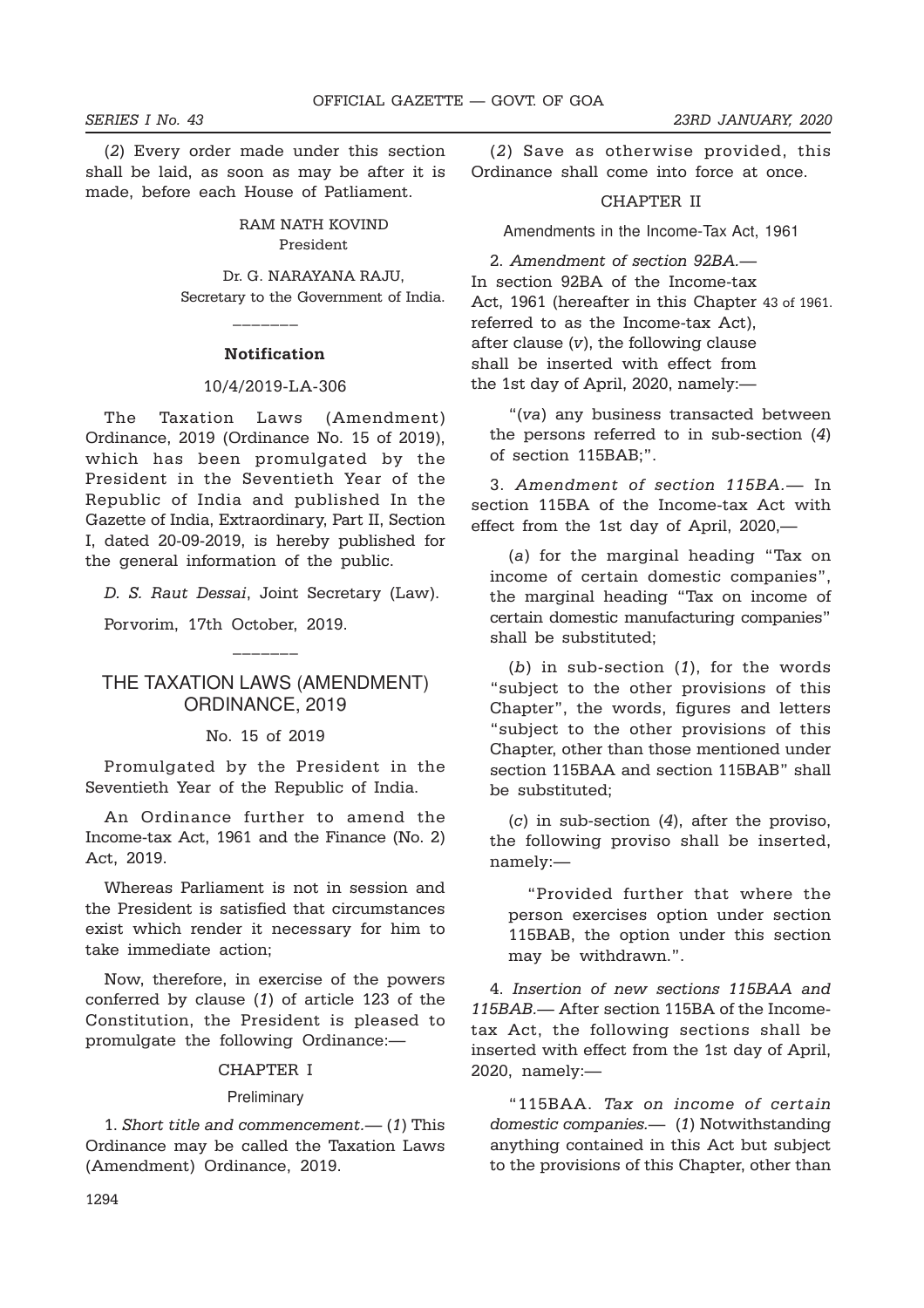(*2*) Every order made under this section shall be laid, as soon as may be after it is made, before each House of Patliament.

RAM NATH KOVIND
President

Dr. G. NARAYANA RAJU,
Secretary to the Government of India.

---

**Notification**

10/4/2019-LA-306

The Taxation Laws (Amendment) Ordinance, 2019 (Ordinance No. 15 of 2019), which has been promulgated by the President in the Seventieth Year of the Republic of India and published In the Gazette of India, Extraordinary, Part II, Section I, dated 20-09-2019, is hereby published for the general information of the public.

*D. S. Raut Dessai*, Joint Secretary (Law).

Porvorim, 17th October, 2019.

---

## THE TAXATION LAWS (AMENDMENT) ORDINANCE, 2019

No. 15 of 2019

Promulgated by the President in the Seventieth Year of the Republic of India.

An Ordinance further to amend the Income-tax Act, 1961 and the Finance (No. 2) Act, 2019.

Whereas Parliament is not in session and the President is satisfied that circumstances exist which render it necessary for him to take immediate action;

Now, therefore, in exercise of the powers conferred by clause (*1*) of article 123 of the Constitution, the President is pleased to promulgate the following Ordinance:—

### CHAPTER I

Preliminary

1. *Short title and commencement.*— (*1*) This Ordinance may be called the Taxation Laws (Amendment) Ordinance, 2019.

(*2*) Save as otherwise provided, this Ordinance shall come into force at once.

### CHAPTER II

Amendments in the Income-Tax Act, 1961

2. *Amendment of section 92BA.*— In section 92BA of the Income-tax Act, 1961 (hereafter in this Chapter referred to as the Income-tax Act), after clause (*v*), the following clause shall be inserted with effect from the 1st day of April, 2020, namely:— 43 of 1961.

"(*va*) any business transacted between the persons referred to in sub-section (*4*) of section 115BAB;".

3. *Amendment of section 115BA.*— In section 115BA of the Income-tax Act with effect from the 1st day of April, 2020,—

(*a*) for the marginal heading "Tax on income of certain domestic companies", the marginal heading "Tax on income of certain domestic manufacturing companies" shall be substituted;

(*b*) in sub-section (*1*), for the words "subject to the other provisions of this Chapter", the words, figures and letters "subject to the other provisions of this Chapter, other than those mentioned under section 115BAA and section 115BAB" shall be substituted;

(*c*) in sub-section (*4*), after the proviso, the following proviso shall be inserted, namely:—

"Provided further that where the person exercises option under section 115BAB, the option under this section may be withdrawn.".

4. *Insertion of new sections 115BAA and 115BAB.*— After section 115BA of the Income-tax Act, the following sections shall be inserted with effect from the 1st day of April, 2020, namely:—

"115BAA. *Tax on income of certain domestic companies.*— (*1*) Notwithstanding anything contained in this Act but subject to the provisions of this Chapter, other than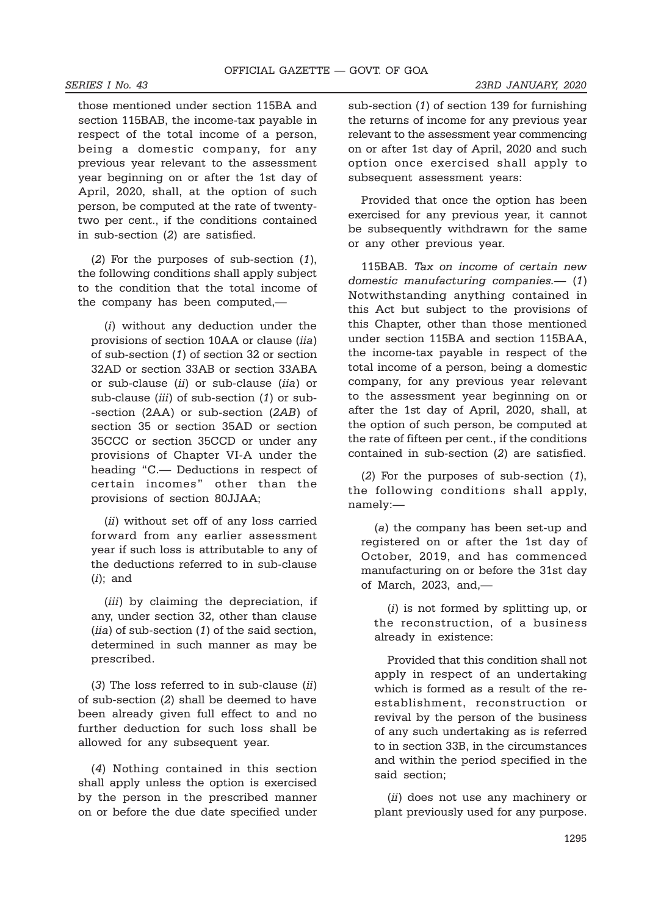those mentioned under section 115BA and section 115BAB, the income-tax payable in respect of the total income of a person, being a domestic company, for any previous year relevant to the assessment year beginning on or after the 1st day of April, 2020, shall, at the option of such person, be computed at the rate of twenty-two per cent., if the conditions contained in sub-section (*2*) are satisfied.

(*2*) For the purposes of sub-section (*1*), the following conditions shall apply subject to the condition that the total income of the company has been computed,—

(*i*) without any deduction under the provisions of section 10AA or clause (*iia*) of sub-section (*1*) of section 32 or section 32AD or section 33AB or section 33ABA or sub-clause (*ii*) or sub-clause (*iia*) or sub-clause (*iii*) of sub-section (*1*) or sub--section (2AA) or sub-section (*2AB*) of section 35 or section 35AD or section 35CCC or section 35CCD or under any provisions of Chapter VI-A under the heading "C.— Deductions in respect of certain incomes" other than the provisions of section 80JJAA;

(*ii*) without set off of any loss carried forward from any earlier assessment year if such loss is attributable to any of the deductions referred to in sub-clause (*i*); and

(*iii*) by claiming the depreciation, if any, under section 32, other than clause (*iia*) of sub-section (*1*) of the said section, determined in such manner as may be prescribed.

(*3*) The loss referred to in sub-clause (*ii*) of sub-section (*2*) shall be deemed to have been already given full effect to and no further deduction for such loss shall be allowed for any subsequent year.

(*4*) Nothing contained in this section shall apply unless the option is exercised by the person in the prescribed manner on or before the due date specified under sub-section (*1*) of section 139 for furnishing the returns of income for any previous year relevant to the assessment year commencing on or after 1st day of April, 2020 and such option once exercised shall apply to subsequent assessment years:

Provided that once the option has been exercised for any previous year, it cannot be subsequently withdrawn for the same or any other previous year.

115BAB. *Tax on income of certain new domestic manufacturing companies.*— (*1*) Notwithstanding anything contained in this Act but subject to the provisions of this Chapter, other than those mentioned under section 115BA and section 115BAA, the income-tax payable in respect of the total income of a person, being a domestic company, for any previous year relevant to the assessment year beginning on or after the 1st day of April, 2020, shall, at the option of such person, be computed at the rate of fifteen per cent., if the conditions contained in sub-section (*2*) are satisfied.

(*2*) For the purposes of sub-section (*1*), the following conditions shall apply, namely:—

(*a*) the company has been set-up and registered on or after the 1st day of October, 2019, and has commenced manufacturing on or before the 31st day of March, 2023, and,—

(*i*) is not formed by splitting up, or the reconstruction, of a business already in existence:

Provided that this condition shall not apply in respect of an undertaking which is formed as a result of the re-establishment, reconstruction or revival by the person of the business of any such undertaking as is referred to in section 33B, in the circumstances and within the period specified in the said section;

(*ii*) does not use any machinery or plant previously used for any purpose.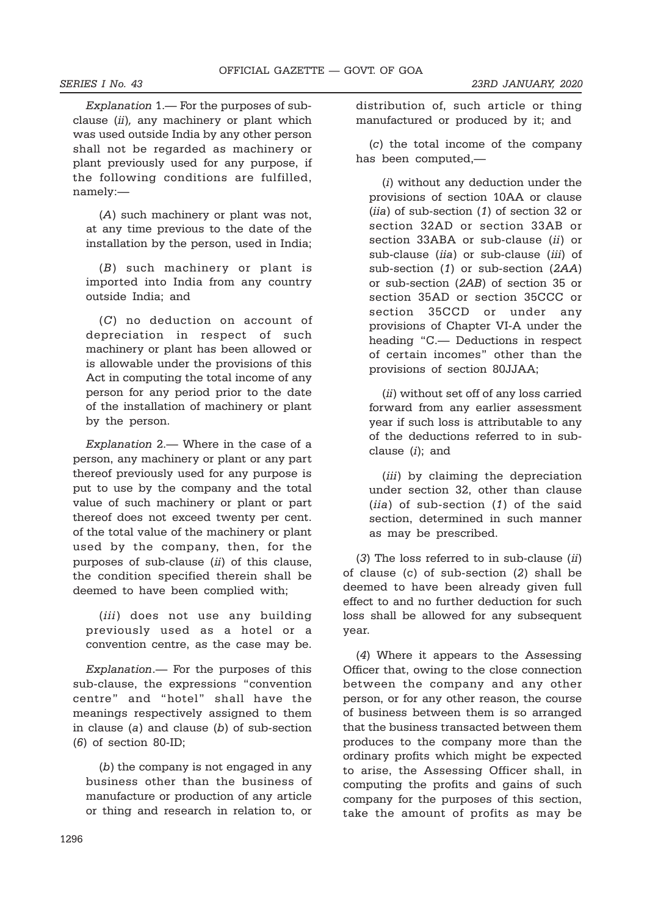*Explanation* 1.— For the purposes of sub-clause (*ii*), any machinery or plant which was used outside India by any other person shall not be regarded as machinery or plant previously used for any purpose, if the following conditions are fulfilled, namely:—

(*A*) such machinery or plant was not, at any time previous to the date of the installation by the person, used in India;

(*B*) such machinery or plant is imported into India from any country outside India; and

(*C*) no deduction on account of depreciation in respect of such machinery or plant has been allowed or is allowable under the provisions of this Act in computing the total income of any person for any period prior to the date of the installation of machinery or plant by the person.

*Explanation* 2.— Where in the case of a person, any machinery or plant or any part thereof previously used for any purpose is put to use by the company and the total value of such machinery or plant or part thereof does not exceed twenty per cent. of the total value of the machinery or plant used by the company, then, for the purposes of sub-clause (*ii*) of this clause, the condition specified therein shall be deemed to have been complied with;

(*iii*) does not use any building previously used as a hotel or a convention centre, as the case may be.

*Explanation*.— For the purposes of this sub-clause, the expressions "convention centre" and "hotel" shall have the meanings respectively assigned to them in clause (*a*) and clause (*b*) of sub-section (*6*) of section 80-ID;

(*b*) the company is not engaged in any business other than the business of manufacture or production of any article or thing and research in relation to, or distribution of, such article or thing manufactured or produced by it; and

(*c*) the total income of the company has been computed,—

(*i*) without any deduction under the provisions of section 10AA or clause (*iia*) of sub-section (*1*) of section 32 or section 32AD or section 33AB or section 33ABA or sub-clause (*ii*) or sub-clause (*iia*) or sub-clause (*iii*) of sub-section (*1*) or sub-section (*2AA*) or sub-section (*2AB*) of section 35 or section 35AD or section 35CCC or section 35CCD or under any provisions of Chapter VI-A under the heading "C.— Deductions in respect of certain incomes" other than the provisions of section 80JJAA;

(*ii*) without set off of any loss carried forward from any earlier assessment year if such loss is attributable to any of the deductions referred to in sub-clause (*i*); and

(*iii*) by claiming the depreciation under section 32, other than clause (*iia*) of sub-section (*1*) of the said section, determined in such manner as may be prescribed.

(*3*) The loss referred to in sub-clause (*ii*) of clause (c) of sub-section (*2*) shall be deemed to have been already given full effect to and no further deduction for such loss shall be allowed for any subsequent year.

(*4*) Where it appears to the Assessing Officer that, owing to the close connection between the company and any other person, or for any other reason, the course of business between them is so arranged that the business transacted between them produces to the company more than the ordinary profits which might be expected to arise, the Assessing Officer shall, in computing the profits and gains of such company for the purposes of this section, take the amount of profits as may be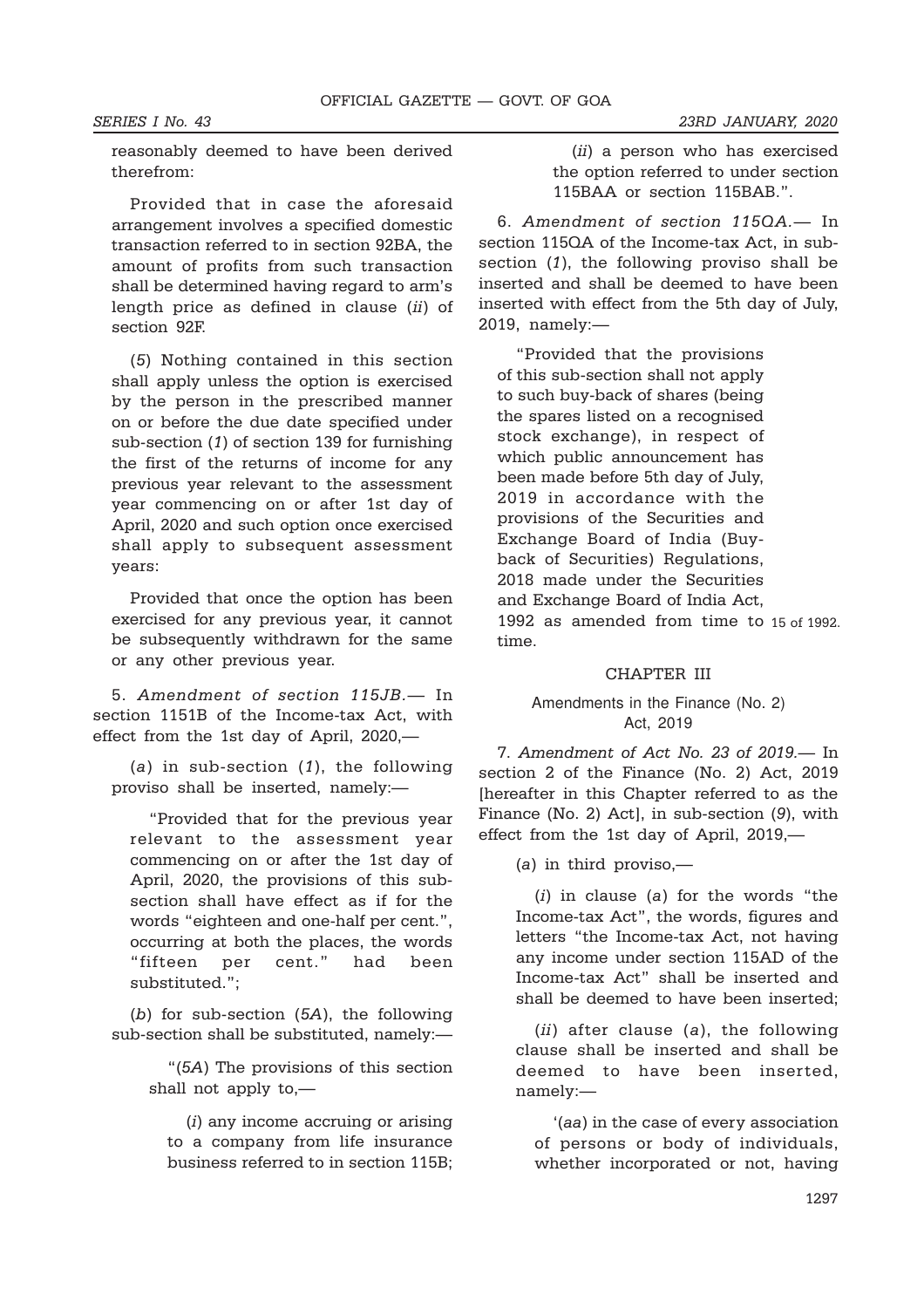reasonably deemed to have been derived therefrom:

Provided that in case the aforesaid arrangement involves a specified domestic transaction referred to in section 92BA, the amount of profits from such transaction shall be determined having regard to arm's length price as defined in clause (*ii*) of section 92F.

(*5*) Nothing contained in this section shall apply unless the option is exercised by the person in the prescribed manner on or before the due date specified under sub-section (*1*) of section 139 for furnishing the first of the returns of income for any previous year relevant to the assessment year commencing on or after 1st day of April, 2020 and such option once exercised shall apply to subsequent assessment years:

Provided that once the option has been exercised for any previous year, it cannot be subsequently withdrawn for the same or any other previous year.

5. *Amendment of section 115JB.*— In section 1151B of the Income-tax Act, with effect from the 1st day of April, 2020,—

(*a*) in sub-section (*1*), the following proviso shall be inserted, namely:—

"Provided that for the previous year relevant to the assessment year commencing on or after the 1st day of April, 2020, the provisions of this sub-section shall have effect as if for the words "eighteen and one-half per cent.", occurring at both the places, the words "fifteen per cent." had been substituted.";

(*b*) for sub-section (*5A*), the following sub-section shall be substituted, namely:—

"(*5A*) The provisions of this section shall not apply to,—

(*i*) any income accruing or arising to a company from life insurance business referred to in section 115B;

(*ii*) a person who has exercised the option referred to under section 115BAA or section 115BAB.".

6. *Amendment of section 115QA.*— In section 115QA of the Income-tax Act, in sub-section (*1*), the following proviso shall be inserted and shall be deemed to have been inserted with effect from the 5th day of July, 2019, namely:—

"Provided that the provisions of this sub-section shall not apply to such buy-back of shares (being the spares listed on a recognised stock exchange), in respect of which public announcement has been made before 5th day of July, 2019 in accordance with the provisions of the Securities and Exchange Board of India (Buy-back of Securities) Regulations, 2018 made under the Securities and Exchange Board of India Act, 1992 as amended from time to time. 15 of 1992.

## CHAPTER III

### Amendments in the Finance (No. 2) Act, 2019

7. *Amendment of Act No. 23 of 2019.*— In section 2 of the Finance (No. 2) Act, 2019 [hereafter in this Chapter referred to as the Finance (No. 2) Act], in sub-section (*9*), with effect from the 1st day of April, 2019,—

(*a*) in third proviso,—

(*i*) in clause (*a*) for the words "the Income-tax Act", the words, figures and letters "the Income-tax Act, not having any income under section 115AD of the Income-tax Act" shall be inserted and shall be deemed to have been inserted;

(*ii*) after clause (*a*), the following clause shall be inserted and shall be deemed to have been inserted, namely:—

'(*aa*) in the case of every association of persons or body of individuals, whether incorporated or not, having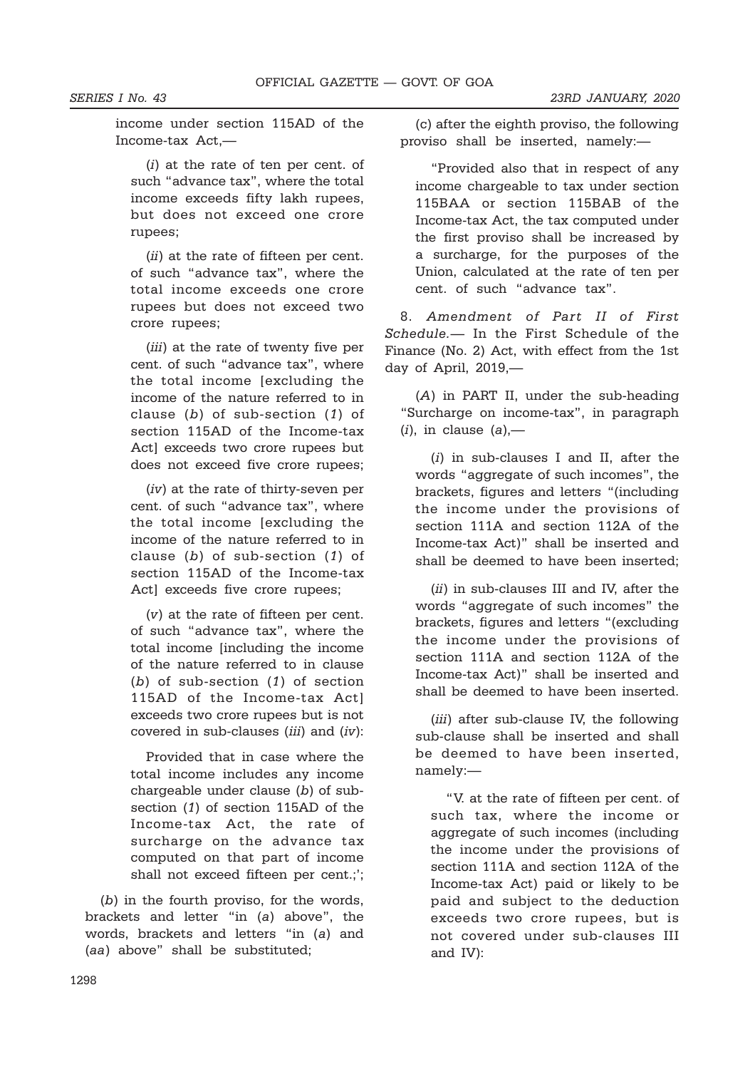income under section 115AD of the Income-tax Act,—

(*i*) at the rate of ten per cent. of such "advance tax", where the total income exceeds fifty lakh rupees, but does not exceed one crore rupees;

(*ii*) at the rate of fifteen per cent. of such "advance tax", where the total income exceeds one crore rupees but does not exceed two crore rupees;

(*iii*) at the rate of twenty five per cent. of such "advance tax", where the total income [excluding the income of the nature referred to in clause (*b*) of sub-section (*1*) of section 115AD of the Income-tax Act] exceeds two crore rupees but does not exceed five crore rupees;

(*iv*) at the rate of thirty-seven per cent. of such "advance tax", where the total income [excluding the income of the nature referred to in clause (*b*) of sub-section (*1*) of section 115AD of the Income-tax Act] exceeds five crore rupees;

(*v*) at the rate of fifteen per cent. of such "advance tax", where the total income [including the income of the nature referred to in clause (*b*) of sub-section (*1*) of section 115AD of the Income-tax Act] exceeds two crore rupees but is not covered in sub-clauses (*iii*) and (*iv*):

Provided that in case where the total income includes any income chargeable under clause (*b*) of sub-section (*1*) of section 115AD of the Income-tax Act, the rate of surcharge on the advance tax computed on that part of income shall not exceed fifteen per cent.;';

(*b*) in the fourth proviso, for the words, brackets and letter "in (*a*) above", the words, brackets and letters "in (*a*) and (*aa*) above" shall be substituted;

(c) after the eighth proviso, the following proviso shall be inserted, namely:—

"Provided also that in respect of any income chargeable to tax under section 115BAA or section 115BAB of the Income-tax Act, the tax computed under the first proviso shall be increased by a surcharge, for the purposes of the Union, calculated at the rate of ten per cent. of such "advance tax".

8. *Amendment of Part II of First Schedule.*— In the First Schedule of the Finance (No. 2) Act, with effect from the 1st day of April, 2019,—

(*A*) in PART II, under the sub-heading "Surcharge on income-tax", in paragraph (*i*), in clause (*a*),—

(*i*) in sub-clauses I and II, after the words "aggregate of such incomes", the brackets, figures and letters "(including the income under the provisions of section 111A and section 112A of the Income-tax Act)" shall be inserted and shall be deemed to have been inserted;

(*ii*) in sub-clauses III and IV, after the words "aggregate of such incomes" the brackets, figures and letters "(excluding the income under the provisions of section 111A and section 112A of the Income-tax Act)" shall be inserted and shall be deemed to have been inserted.

(*iii*) after sub-clause IV, the following sub-clause shall be inserted and shall be deemed to have been inserted, namely:—

"V. at the rate of fifteen per cent. of such tax, where the income or aggregate of such incomes (including the income under the provisions of section 111A and section 112A of the Income-tax Act) paid or likely to be paid and subject to the deduction exceeds two crore rupees, but is not covered under sub-clauses III and IV):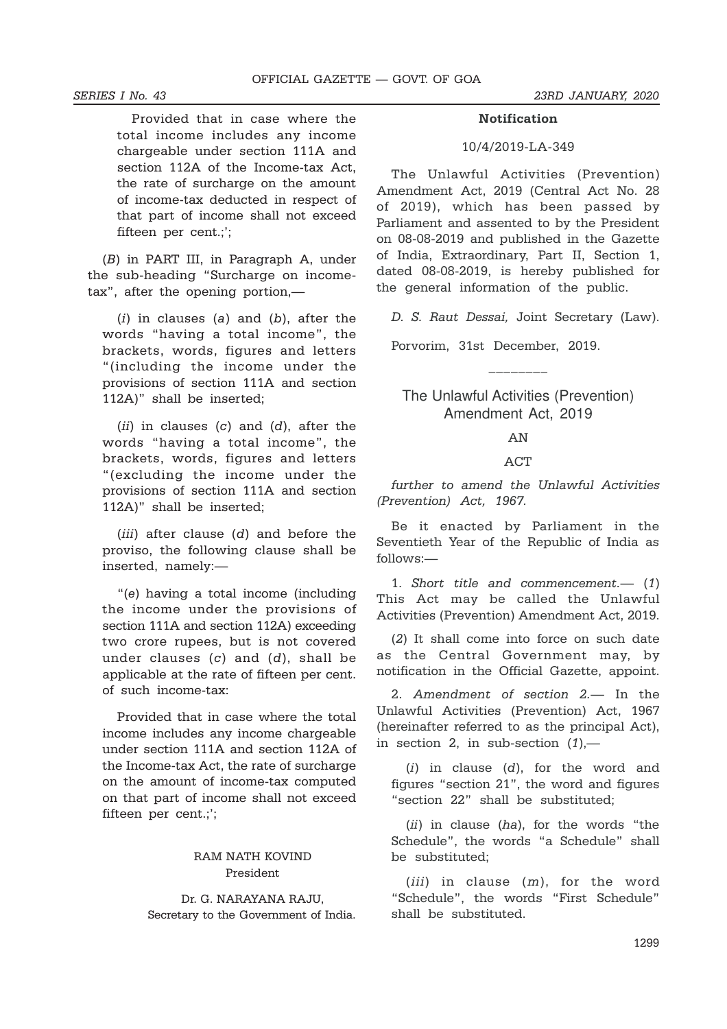Provided that in case where the total income includes any income chargeable under section 111A and section 112A of the Income-tax Act, the rate of surcharge on the amount of income-tax deducted in respect of that part of income shall not exceed fifteen per cent.;';

(*B*) in PART III, in Paragraph A, under the sub-heading "Surcharge on income-tax", after the opening portion,—

(*i*) in clauses (*a*) and (*b*), after the words "having a total income", the brackets, words, figures and letters "(including the income under the provisions of section 111A and section 112A)" shall be inserted;

(*ii*) in clauses (*c*) and (*d*), after the words "having a total income", the brackets, words, figures and letters "(excluding the income under the provisions of section 111A and section 112A)" shall be inserted;

(*iii*) after clause (*d*) and before the proviso, the following clause shall be inserted, namely:—

"(*e*) having a total income (including the income under the provisions of section 111A and section 112A) exceeding two crore rupees, but is not covered under clauses (*c*) and (*d*), shall be applicable at the rate of fifteen per cent. of such income-tax:

Provided that in case where the total income includes any income chargeable under section 111A and section 112A of the Income-tax Act, the rate of surcharge on the amount of income-tax computed on that part of income shall not exceed fifteen per cent.;';

RAM NATH KOVIND
President

Dr. G. NARAYANA RAJU,
Secretary to the Government of India.

**Notification**

10/4/2019-LA-349

The Unlawful Activities (Prevention) Amendment Act, 2019 (Central Act No. 28 of 2019), which has been passed by Parliament and assented to by the President on 08-08-2019 and published in the Gazette of India, Extraordinary, Part II, Section 1, dated 08-08-2019, is hereby published for the general information of the public.

*D. S. Raut Dessai,* Joint Secretary (Law).

Porvorim, 31st December, 2019.

________

## The Unlawful Activities (Prevention) Amendment Act, 2019

AN

ACT

*further to amend the Unlawful Activities (Prevention) Act, 1967.*

Be it enacted by Parliament in the Seventieth Year of the Republic of India as follows:—

1. *Short title and commencement.*— (*1*) This Act may be called the Unlawful Activities (Prevention) Amendment Act, 2019.

(*2*) It shall come into force on such date as the Central Government may, by notification in the Official Gazette, appoint.

2. *Amendment of section 2.*— In the Unlawful Activities (Prevention) Act, 1967 (hereinafter referred to as the principal Act), in section 2, in sub-section (*1*),—

(*i*) in clause (*d*), for the word and figures "section 21", the word and figures "section 22" shall be substituted;

(*ii*) in clause (*ha*), for the words "the Schedule", the words "a Schedule" shall be substituted;

(*iii*) in clause (*m*), for the word "Schedule", the words "First Schedule" shall be substituted.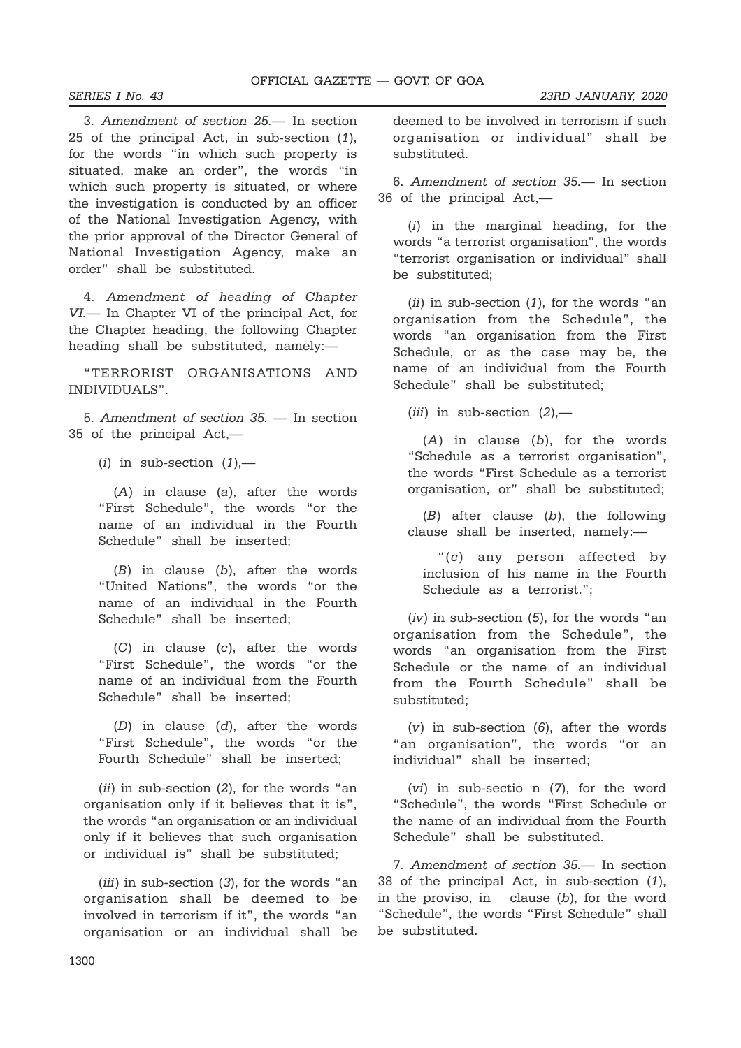3. *Amendment of section 25.*— In section 25 of the principal Act, in sub-section (*1*), for the words "in which such property is situated, make an order", the words "in which such property is situated, or where the investigation is conducted by an officer of the National Investigation Agency, with the prior approval of the Director General of National Investigation Agency, make an order" shall be substituted.

4. *Amendment of heading of Chapter VI.*— In Chapter VI of the principal Act, for the Chapter heading, the following Chapter heading shall be substituted, namely:—

"TERRORIST ORGANISATIONS AND INDIVIDUALS".

5. *Amendment of section 35.* — In section 35 of the principal Act,—

(*i*) in sub-section (*1*),—

(*A*) in clause (*a*), after the words "First Schedule", the words "or the name of an individual in the Fourth Schedule" shall be inserted;

(*B*) in clause (*b*), after the words "United Nations", the words "or the name of an individual in the Fourth Schedule" shall be inserted;

(*C*) in clause (*c*), after the words "First Schedule", the words "or the name of an individual from the Fourth Schedule" shall be inserted;

(*D*) in clause (*d*), after the words "First Schedule", the words "or the Fourth Schedule" shall be inserted;

(*ii*) in sub-section (*2*), for the words "an organisation only if it believes that it is", the words "an organisation or an individual only if it believes that such organisation or individual is" shall be substituted;

(*iii*) in sub-section (*3*), for the words "an organisation shall be deemed to be involved in terrorism if it", the words "an organisation or an individual shall be deemed to be involved in terrorism if such organisation or individual" shall be substituted.

6. *Amendment of section 35.*— In section 36 of the principal Act,—

(*i*) in the marginal heading, for the words "a terrorist organisation", the words "terrorist organisation or individual" shall be substituted;

(*ii*) in sub-section (*1*), for the words "an organisation from the Schedule", the words "an organisation from the First Schedule, or as the case may be, the name of an individual from the Fourth Schedule" shall be substituted;

(*iii*) in sub-section (*2*),—

(*A*) in clause (*b*), for the words "Schedule as a terrorist organisation", the words "First Schedule as a terrorist organisation, or" shall be substituted;

(*B*) after clause (*b*), the following clause shall be inserted, namely:—

"(*c*) any person affected by inclusion of his name in the Fourth Schedule as a terrorist.";

(*iv*) in sub-section (*5*), for the words "an organisation from the Schedule", the words "an organisation from the First Schedule or the name of an individual from the Fourth Schedule" shall be substituted;

(*v*) in sub-section (*6*), after the words "an organisation", the words "or an individual" shall be inserted;

(*vi*) in sub-sectio n (*7*), for the word "Schedule", the words "First Schedule or the name of an individual from the Fourth Schedule" shall be substituted.

7. *Amendment of section 35.*— In section 38 of the principal Act, in sub-section (*1*), in the proviso, in clause (*b*), for the word "Schedule", the words "First Schedule" shall be substituted.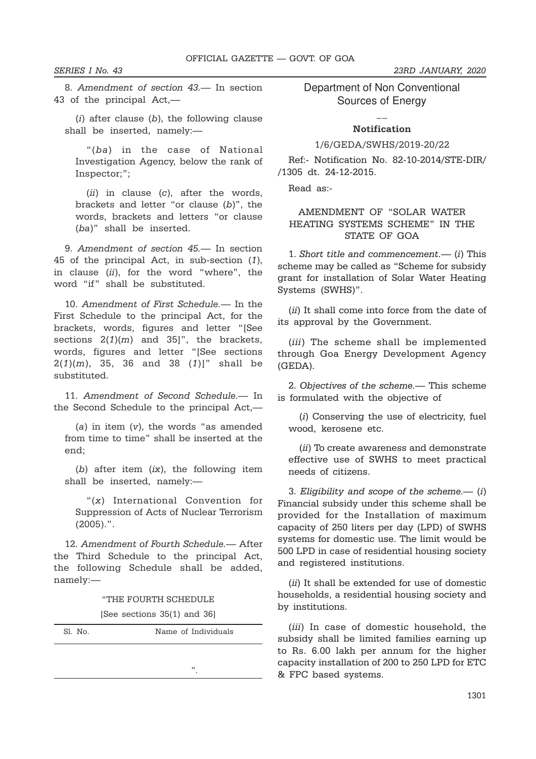8. *Amendment of section 43.*— In section 43 of the principal Act,—

(*i*) after clause (*b*), the following clause shall be inserted, namely:—

"(*ba*) in the case of National Investigation Agency, below the rank of Inspector;";

(*ii*) in clause (*c*), after the words, brackets and letter "or clause (*b*)", the words, brackets and letters "or clause (*ba*)" shall be inserted.

9. *Amendment of section 45.*— In section 45 of the principal Act, in sub-section (*1*), in clause (*ii*), for the word "where", the word "if" shall be substituted.

10. *Amendment of First Schedule.*— In the First Schedule to the principal Act, for the brackets, words, figures and letter "[See sections 2(*1*)(*m*) and 35]", the brackets, words, figures and letter "[See sections 2(*1*)(*m*), 35, 36 and 38 (*1*)]" shall be substituted.

11. *Amendment of Second Schedule.*— In the Second Schedule to the principal Act,—

(*a*) in item (*v*), the words "as amended from time to time" shall be inserted at the end;

(*b*) after item (*ix*), the following item shall be inserted, namely:—

"(*x*) International Convention for Suppression of Acts of Nuclear Terrorism (2005).".

12. *Amendment of Fourth Schedule.*— After the Third Schedule to the principal Act, the following Schedule shall be added, namely:—

"THE FOURTH SCHEDULE

[See sections 35(1) and 36]

| Sl. No. | Name of Individuals |
|---|---|
| | ". |

## Department of Non Conventional Sources of Energy

**Notification**

1/6/GEDA/SWHS/2019-20/22

Ref:- Notification No. 82-10-2014/STE-DIR/ /1305 dt. 24-12-2015.

Read as:-

### AMENDMENT OF "SOLAR WATER HEATING SYSTEMS SCHEME" IN THE STATE OF GOA

1. *Short title and commencement.*— (*i*) This scheme may be called as "Scheme for subsidy grant for installation of Solar Water Heating Systems (SWHS)".

(*ii*) It shall come into force from the date of its approval by the Government.

(*iii*) The scheme shall be implemented through Goa Energy Development Agency (GEDA).

2. *Objectives of the scheme.*— This scheme is formulated with the objective of

(*i*) Conserving the use of electricity, fuel wood, kerosene etc.

(*ii*) To create awareness and demonstrate effective use of SWHS to meet practical needs of citizens.

3. *Eligibility and scope of the scheme.*— (*i*) Financial subsidy under this scheme shall be provided for the Installation of maximum capacity of 250 liters per day (LPD) of SWHS systems for domestic use. The limit would be 500 LPD in case of residential housing society and registered institutions.

(*ii*) It shall be extended for use of domestic households, a residential housing society and by institutions.

(*iii*) In case of domestic household, the subsidy shall be limited families earning up to Rs. 6.00 lakh per annum for the higher capacity installation of 200 to 250 LPD for ETC & FPC based systems.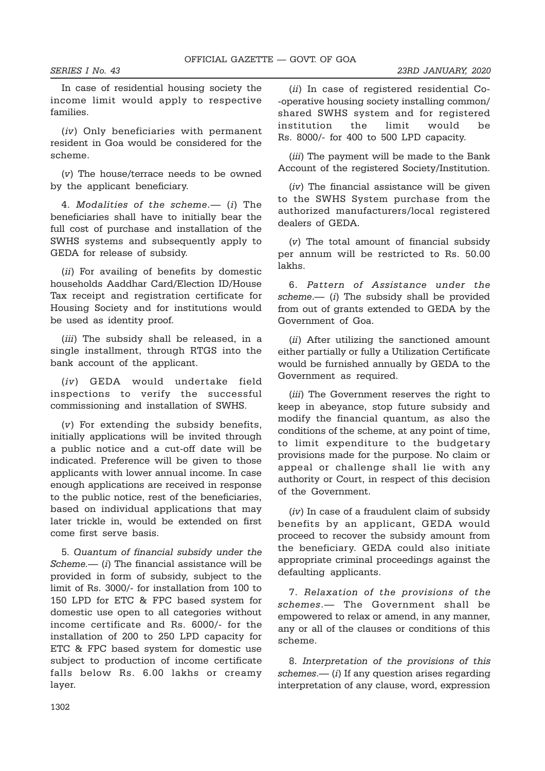In case of residential housing society the income limit would apply to respective families.

(*iv*) Only beneficiaries with permanent resident in Goa would be considered for the scheme.

(*v*) The house/terrace needs to be owned by the applicant beneficiary.

4. *Modalities of the scheme*.— (*i*) The beneficiaries shall have to initially bear the full cost of purchase and installation of the SWHS systems and subsequently apply to GEDA for release of subsidy.

(*ii*) For availing of benefits by domestic households Aaddhar Card/Election ID/House Tax receipt and registration certificate for Housing Society and for institutions would be used as identity proof.

(*iii*) The subsidy shall be released, in a single installment, through RTGS into the bank account of the applicant.

(*iv*) GEDA would undertake field inspections to verify the successful commissioning and installation of SWHS.

(*v*) For extending the subsidy benefits, initially applications will be invited through a public notice and a cut-off date will be indicated. Preference will be given to those applicants with lower annual income. In case enough applications are received in response to the public notice, rest of the beneficiaries, based on individual applications that may later trickle in, would be extended on first come first serve basis.

5. *Quantum of financial subsidy under the Scheme*.— (*i*) The financial assistance will be provided in form of subsidy, subject to the limit of Rs. 3000/- for installation from 100 to 150 LPD for ETC & FPC based system for domestic use open to all categories without income certificate and Rs. 6000/- for the installation of 200 to 250 LPD capacity for ETC & FPC based system for domestic use subject to production of income certificate falls below Rs. 6.00 lakhs or creamy layer.

(*ii*) In case of registered residential Co--operative housing society installing common/shared SWHS system and for registered institution the limit would be Rs. 8000/- for 400 to 500 LPD capacity.

(*iii*) The payment will be made to the Bank Account of the registered Society/Institution.

(*iv*) The financial assistance will be given to the SWHS System purchase from the authorized manufacturers/local registered dealers of GEDA.

(*v*) The total amount of financial subsidy per annum will be restricted to Rs. 50.00 lakhs.

6. *Pattern of Assistance under the scheme*.— (*i*) The subsidy shall be provided from out of grants extended to GEDA by the Government of Goa.

(*ii*) After utilizing the sanctioned amount either partially or fully a Utilization Certificate would be furnished annually by GEDA to the Government as required.

(*iii*) The Government reserves the right to keep in abeyance, stop future subsidy and modify the financial quantum, as also the conditions of the scheme, at any point of time, to limit expenditure to the budgetary provisions made for the purpose. No claim or appeal or challenge shall lie with any authority or Court, in respect of this decision of the Government.

(*iv*) In case of a fraudulent claim of subsidy benefits by an applicant, GEDA would proceed to recover the subsidy amount from the beneficiary. GEDA could also initiate appropriate criminal proceedings against the defaulting applicants.

7. *Relaxation of the provisions of the schemes*.— The Government shall be empowered to relax or amend, in any manner, any or all of the clauses or conditions of this scheme.

8. *Interpretation of the provisions of this schemes*.— (*i*) If any question arises regarding interpretation of any clause, word, expression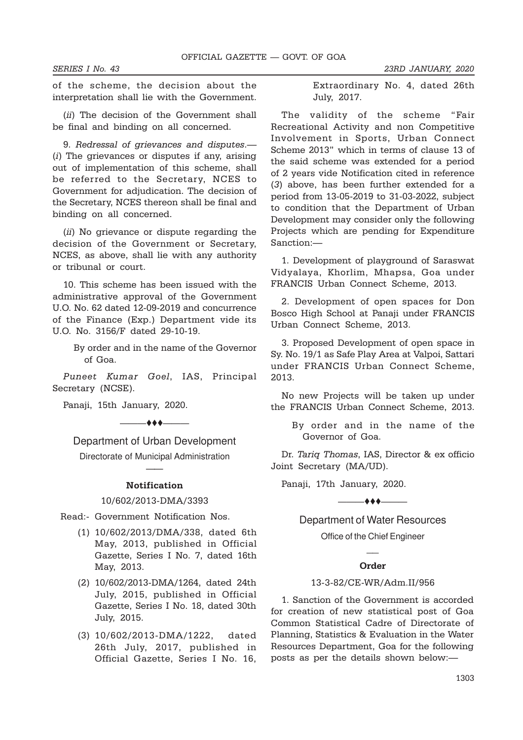of the scheme, the decision about the interpretation shall lie with the Government.

(*ii*) The decision of the Government shall be final and binding on all concerned.

9. *Redressal of grievances and disputes*.— (*i*) The grievances or disputes if any, arising out of implementation of this scheme, shall be referred to the Secretary, NCES to Government for adjudication. The decision of the Secretary, NCES thereon shall be final and binding on all concerned.

(*ii*) No grievance or dispute regarding the decision of the Government or Secretary, NCES, as above, shall lie with any authority or tribunal or court.

10. This scheme has been issued with the administrative approval of the Government U.O. No. 62 dated 12-09-2019 and concurrence of the Finance (Exp.) Department vide its U.O. No. 3156/F dated 29-10-19.

By order and in the name of the Governor of Goa.

*Puneet Kumar Goel*, IAS, Principal Secretary (NCSE).

Panaji, 15th January, 2020.

———♦♦♦———

## Department of Urban Development

### Directorate of Municipal Administration

—

#### **Notification**

10/602/2013-DMA/3393

Read:- Government Notification Nos.

(1) 10/602/2013/DMA/338, dated 6th May, 2013, published in Official Gazette, Series I No. 7, dated 16th May, 2013.

(2) 10/602/2013-DMA/1264, dated 24th July, 2015, published in Official Gazette, Series I No. 18, dated 30th July, 2015.

(3) 10/602/2013-DMA/1222, dated 26th July, 2017, published in Official Gazette, Series I No. 16, Extraordinary No. 4, dated 26th July, 2017.

The validity of the scheme "Fair Recreational Activity and non Competitive Involvement in Sports, Urban Connect Scheme 2013" which in terms of clause 13 of the said scheme was extended for a period of 2 years vide Notification cited in reference (*3*) above, has been further extended for a period from 13-05-2019 to 31-03-2022, subject to condition that the Department of Urban Development may consider only the following Projects which are pending for Expenditure Sanction:—

1. Development of playground of Saraswat Vidyalaya, Khorlim, Mhapsa, Goa under FRANCIS Urban Connect Scheme, 2013.

2. Development of open spaces for Don Bosco High School at Panaji under FRANCIS Urban Connect Scheme, 2013.

3. Proposed Development of open space in Sy. No. 19/1 as Safe Play Area at Valpoi, Sattari under FRANCIS Urban Connect Scheme, 2013.

No new Projects will be taken up under the FRANCIS Urban Connect Scheme, 2013.

By order and in the name of the Governor of Goa.

Dr. *Tariq Thomas*, IAS, Director & ex officio Joint Secretary (MA/UD).

Panaji, 17th January, 2020.

———♦♦♦———

## Department of Water Resources

### Office of the Chief Engineer

—

#### **Order**

13-3-82/CE-WR/Adm.II/956

1. Sanction of the Government is accorded for creation of new statistical post of Goa Common Statistical Cadre of Directorate of Planning, Statistics & Evaluation in the Water Resources Department, Goa for the following posts as per the details shown below:—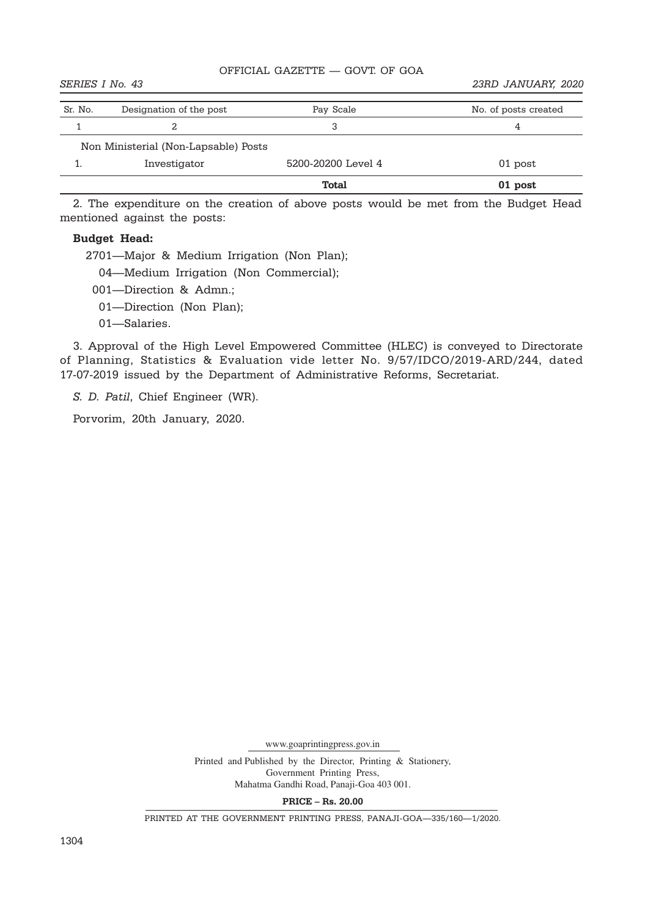| Sr. No. | Designation of the post | Pay Scale | No. of posts created |
|---|---|---|---|
| 1 | 2 | 3 | 4 |
| | Non Ministerial (Non-Lapsable) Posts | | |
| 1. | Investigator | 5200-20200 Level 4 | 01 post |
| | | **Total** | **01 post** |

2. The expenditure on the creation of above posts would be met from the Budget Head mentioned against the posts:

**Budget Head:**

2701—Major & Medium Irrigation (Non Plan);

04—Medium Irrigation (Non Commercial);

001—Direction & Admn.;

01—Direction (Non Plan);

01—Salaries.

3. Approval of the High Level Empowered Committee (HLEC) is conveyed to Directorate of Planning, Statistics & Evaluation vide letter No. 9/57/IDCO/2019-ARD/244, dated 17-07-2019 issued by the Department of Administrative Reforms, Secretariat.

*S. D. Patil*, Chief Engineer (WR).

Porvorim, 20th January, 2020.

www.goaprintingpress.gov.in

Printed and Published by the Director, Printing & Stationery, Government Printing Press, Mahatma Gandhi Road, Panaji-Goa 403 001.

**PRICE – Rs. 20.00**

PRINTED AT THE GOVERNMENT PRINTING PRESS, PANAJI-GOA—335/160—1/2020.